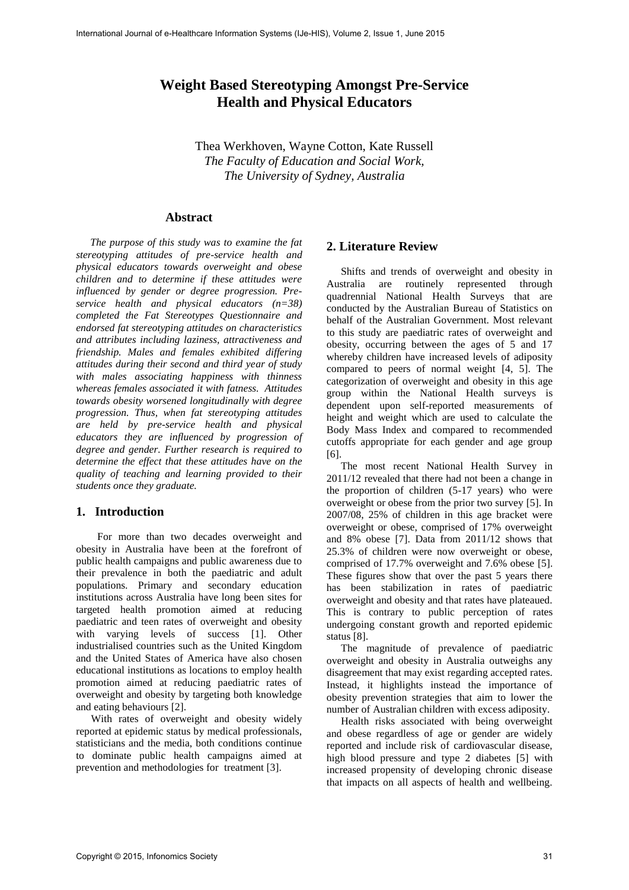# Weight Based Stereotyping Amongst Pre-Service Health and Physical Educators

Thea Werkhoven, Wayne Cotton, Kate Russell
*The Faculty of Education and Social Work,*
*The University of Sydney, Australia*

## Abstract

*The purpose of this study was to examine the fat stereotyping attitudes of pre-service health and physical educators towards overweight and obese children and to determine if these attitudes were influenced by gender or degree progression. Pre-service health and physical educators (n=38) completed the Fat Stereotypes Questionnaire and endorsed fat stereotyping attitudes on characteristics and attributes including laziness, attractiveness and friendship. Males and females exhibited differing attitudes during their second and third year of study with males associating happiness with thinness whereas females associated it with fatness. Attitudes towards obesity worsened longitudinally with degree progression. Thus, when fat stereotyping attitudes are held by pre-service health and physical educators they are influenced by progression of degree and gender. Further research is required to determine the effect that these attitudes have on the quality of teaching and learning provided to their students once they graduate.*

## 1. Introduction

For more than two decades overweight and obesity in Australia have been at the forefront of public health campaigns and public awareness due to their prevalence in both the paediatric and adult populations. Primary and secondary education institutions across Australia have long been sites for targeted health promotion aimed at reducing paediatric and teen rates of overweight and obesity with varying levels of success [1]. Other industrialised countries such as the United Kingdom and the United States of America have also chosen educational institutions as locations to employ health promotion aimed at reducing paediatric rates of overweight and obesity by targeting both knowledge and eating behaviours [2].

With rates of overweight and obesity widely reported at epidemic status by medical professionals, statisticians and the media, both conditions continue to dominate public health campaigns aimed at prevention and methodologies for treatment [3].

## 2. Literature Review

Shifts and trends of overweight and obesity in Australia are routinely represented through quadrennial National Health Surveys that are conducted by the Australian Bureau of Statistics on behalf of the Australian Government. Most relevant to this study are paediatric rates of overweight and obesity, occurring between the ages of 5 and 17 whereby children have increased levels of adiposity compared to peers of normal weight [4, 5]. The categorization of overweight and obesity in this age group within the National Health surveys is dependent upon self-reported measurements of height and weight which are used to calculate the Body Mass Index and compared to recommended cutoffs appropriate for each gender and age group [6].

The most recent National Health Survey in 2011/12 revealed that there had not been a change in the proportion of children (5-17 years) who were overweight or obese from the prior two survey [5]. In 2007/08, 25% of children in this age bracket were overweight or obese, comprised of 17% overweight and 8% obese [7]. Data from 2011/12 shows that 25.3% of children were now overweight or obese, comprised of 17.7% overweight and 7.6% obese [5]. These figures show that over the past 5 years there has been stabilization in rates of paediatric overweight and obesity and that rates have plateaued. This is contrary to public perception of rates undergoing constant growth and reported epidemic status [8].

The magnitude of prevalence of paediatric overweight and obesity in Australia outweighs any disagreement that may exist regarding accepted rates. Instead, it highlights instead the importance of obesity prevention strategies that aim to lower the number of Australian children with excess adiposity.

Health risks associated with being overweight and obese regardless of age or gender are widely reported and include risk of cardiovascular disease, high blood pressure and type 2 diabetes [5] with increased propensity of developing chronic disease that impacts on all aspects of health and wellbeing.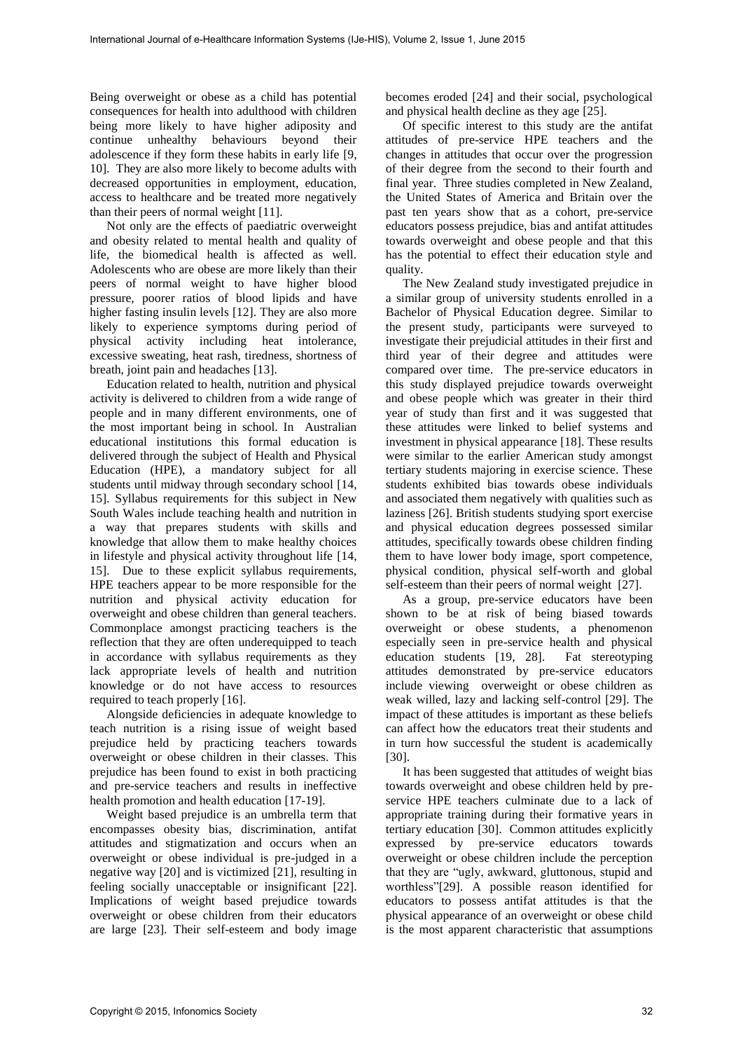Being overweight or obese as a child has potential consequences for health into adulthood with children being more likely to have higher adiposity and continue unhealthy behaviours beyond their adolescence if they form these habits in early life [9, 10]. They are also more likely to become adults with decreased opportunities in employment, education, access to healthcare and be treated more negatively than their peers of normal weight [11].

Not only are the effects of paediatric overweight and obesity related to mental health and quality of life, the biomedical health is affected as well. Adolescents who are obese are more likely than their peers of normal weight to have higher blood pressure, poorer ratios of blood lipids and have higher fasting insulin levels [12]. They are also more likely to experience symptoms during period of physical activity including heat intolerance, excessive sweating, heat rash, tiredness, shortness of breath, joint pain and headaches [13].

Education related to health, nutrition and physical activity is delivered to children from a wide range of people and in many different environments, one of the most important being in school. In Australian educational institutions this formal education is delivered through the subject of Health and Physical Education (HPE), a mandatory subject for all students until midway through secondary school [14, 15]. Syllabus requirements for this subject in New South Wales include teaching health and nutrition in a way that prepares students with skills and knowledge that allow them to make healthy choices in lifestyle and physical activity throughout life [14, 15]. Due to these explicit syllabus requirements, HPE teachers appear to be more responsible for the nutrition and physical activity education for overweight and obese children than general teachers. Commonplace amongst practicing teachers is the reflection that they are often underequipped to teach in accordance with syllabus requirements as they lack appropriate levels of health and nutrition knowledge or do not have access to resources required to teach properly [16].

Alongside deficiencies in adequate knowledge to teach nutrition is a rising issue of weight based prejudice held by practicing teachers towards overweight or obese children in their classes. This prejudice has been found to exist in both practicing and pre-service teachers and results in ineffective health promotion and health education [17-19].

Weight based prejudice is an umbrella term that encompasses obesity bias, discrimination, antifat attitudes and stigmatization and occurs when an overweight or obese individual is pre-judged in a negative way [20] and is victimized [21], resulting in feeling socially unacceptable or insignificant [22]. Implications of weight based prejudice towards overweight or obese children from their educators are large [23]. Their self-esteem and body image becomes eroded [24] and their social, psychological and physical health decline as they age [25].

Of specific interest to this study are the antifat attitudes of pre-service HPE teachers and the changes in attitudes that occur over the progression of their degree from the second to their fourth and final year. Three studies completed in New Zealand, the United States of America and Britain over the past ten years show that as a cohort, pre-service educators possess prejudice, bias and antifat attitudes towards overweight and obese people and that this has the potential to effect their education style and quality.

The New Zealand study investigated prejudice in a similar group of university students enrolled in a Bachelor of Physical Education degree. Similar to the present study, participants were surveyed to investigate their prejudicial attitudes in their first and third year of their degree and attitudes were compared over time. The pre-service educators in this study displayed prejudice towards overweight and obese people which was greater in their third year of study than first and it was suggested that these attitudes were linked to belief systems and investment in physical appearance [18]. These results were similar to the earlier American study amongst tertiary students majoring in exercise science. These students exhibited bias towards obese individuals and associated them negatively with qualities such as laziness [26]. British students studying sport exercise and physical education degrees possessed similar attitudes, specifically towards obese children finding them to have lower body image, sport competence, physical condition, physical self-worth and global self-esteem than their peers of normal weight [27].

As a group, pre-service educators have been shown to be at risk of being biased towards overweight or obese students, a phenomenon especially seen in pre-service health and physical education students [19, 28]. Fat stereotyping attitudes demonstrated by pre-service educators include viewing overweight or obese children as weak willed, lazy and lacking self-control [29]. The impact of these attitudes is important as these beliefs can affect how the educators treat their students and in turn how successful the student is academically [30].

It has been suggested that attitudes of weight bias towards overweight and obese children held by pre-service HPE teachers culminate due to a lack of appropriate training during their formative years in tertiary education [30]. Common attitudes explicitly expressed by pre-service educators towards overweight or obese children include the perception that they are "ugly, awkward, gluttonous, stupid and worthless"[29]. A possible reason identified for educators to possess antifat attitudes is that the physical appearance of an overweight or obese child is the most apparent characteristic that assumptions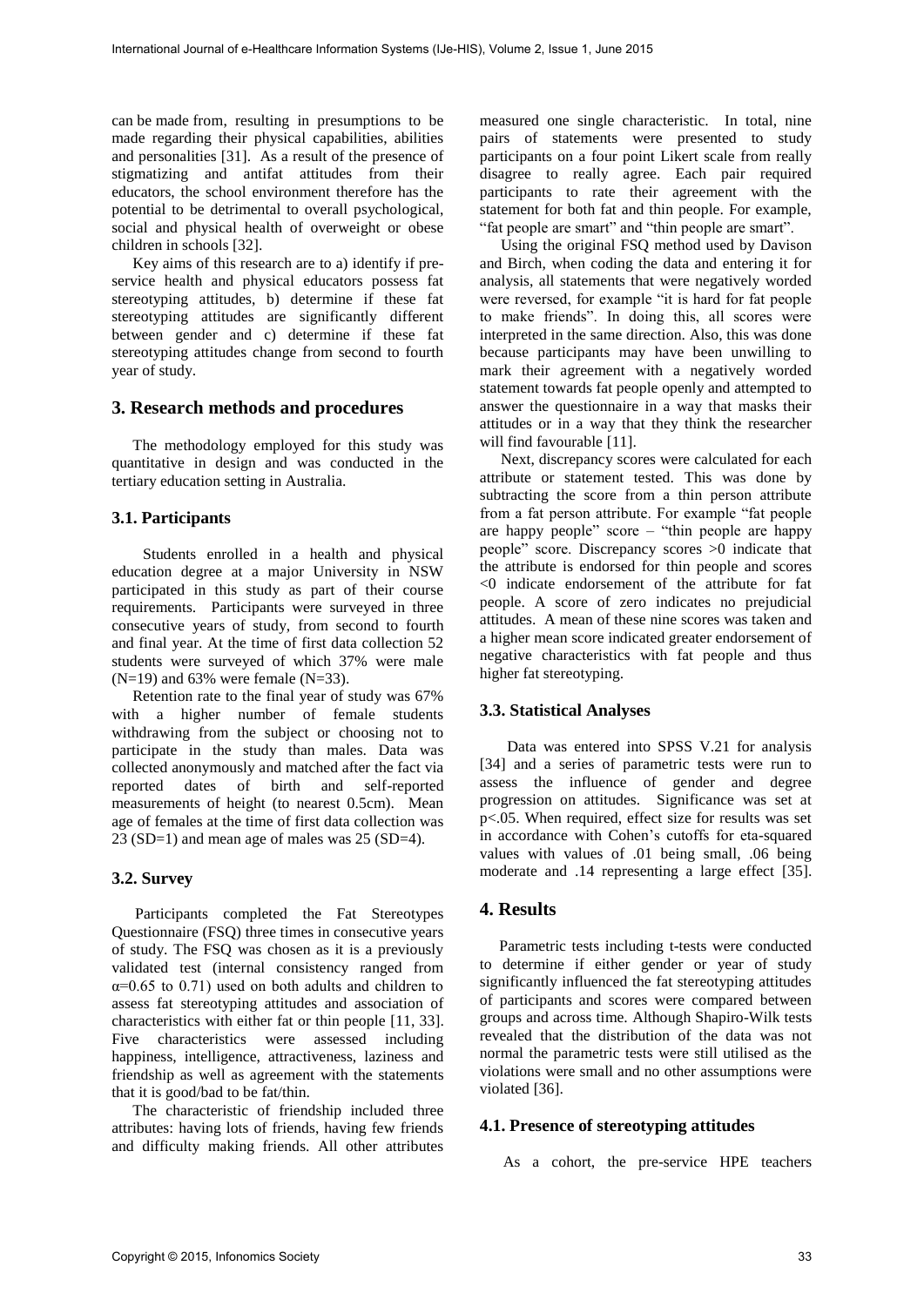can be made from, resulting in presumptions to be made regarding their physical capabilities, abilities and personalities [31]. As a result of the presence of stigmatizing and antifat attitudes from their educators, the school environment therefore has the potential to be detrimental to overall psychological, social and physical health of overweight or obese children in schools [32].

Key aims of this research are to a) identify if pre-service health and physical educators possess fat stereotyping attitudes, b) determine if these fat stereotyping attitudes are significantly different between gender and c) determine if these fat stereotyping attitudes change from second to fourth year of study.

## 3. Research methods and procedures

The methodology employed for this study was quantitative in design and was conducted in the tertiary education setting in Australia.

### 3.1. Participants

Students enrolled in a health and physical education degree at a major University in NSW participated in this study as part of their course requirements. Participants were surveyed in three consecutive years of study, from second to fourth and final year. At the time of first data collection 52 students were surveyed of which 37% were male (N=19) and 63% were female (N=33).

Retention rate to the final year of study was 67% with a higher number of female students withdrawing from the subject or choosing not to participate in the study than males. Data was collected anonymously and matched after the fact via reported dates of birth and self-reported measurements of height (to nearest 0.5cm). Mean age of females at the time of first data collection was 23 (SD=1) and mean age of males was 25 (SD=4).

### 3.2. Survey

Participants completed the Fat Stereotypes Questionnaire (FSQ) three times in consecutive years of study. The FSQ was chosen as it is a previously validated test (internal consistency ranged from $\alpha$=0.65 to 0.71) used on both adults and children to assess fat stereotyping attitudes and association of characteristics with either fat or thin people [11, 33]. Five characteristics were assessed including happiness, intelligence, attractiveness, laziness and friendship as well as agreement with the statements that it is good/bad to be fat/thin.

The characteristic of friendship included three attributes: having lots of friends, having few friends and difficulty making friends. All other attributes measured one single characteristic. In total, nine pairs of statements were presented to study participants on a four point Likert scale from really disagree to really agree. Each pair required participants to rate their agreement with the statement for both fat and thin people. For example, "fat people are smart" and "thin people are smart".

Using the original FSQ method used by Davison and Birch, when coding the data and entering it for analysis, all statements that were negatively worded were reversed, for example "it is hard for fat people to make friends". In doing this, all scores were interpreted in the same direction. Also, this was done because participants may have been unwilling to mark their agreement with a negatively worded statement towards fat people openly and attempted to answer the questionnaire in a way that masks their attitudes or in a way that they think the researcher will find favourable [11].

Next, discrepancy scores were calculated for each attribute or statement tested. This was done by subtracting the score from a thin person attribute from a fat person attribute. For example "fat people are happy people" score – "thin people are happy people" score. Discrepancy scores >0 indicate that the attribute is endorsed for thin people and scores <0 indicate endorsement of the attribute for fat people. A score of zero indicates no prejudicial attitudes. A mean of these nine scores was taken and a higher mean score indicated greater endorsement of negative characteristics with fat people and thus higher fat stereotyping.

### 3.3. Statistical Analyses

Data was entered into SPSS V.21 for analysis [34] and a series of parametric tests were run to assess the influence of gender and degree progression on attitudes. Significance was set at $p<.05$. When required, effect size for results was set in accordance with Cohen's cutoffs for eta-squared values with values of .01 being small, .06 being moderate and .14 representing a large effect [35].

## 4. Results

Parametric tests including t-tests were conducted to determine if either gender or year of study significantly influenced the fat stereotyping attitudes of participants and scores were compared between groups and across time. Although Shapiro-Wilk tests revealed that the distribution of the data was not normal the parametric tests were still utilised as the violations were small and no other assumptions were violated [36].

### 4.1. Presence of stereotyping attitudes

As a cohort, the pre-service HPE teachers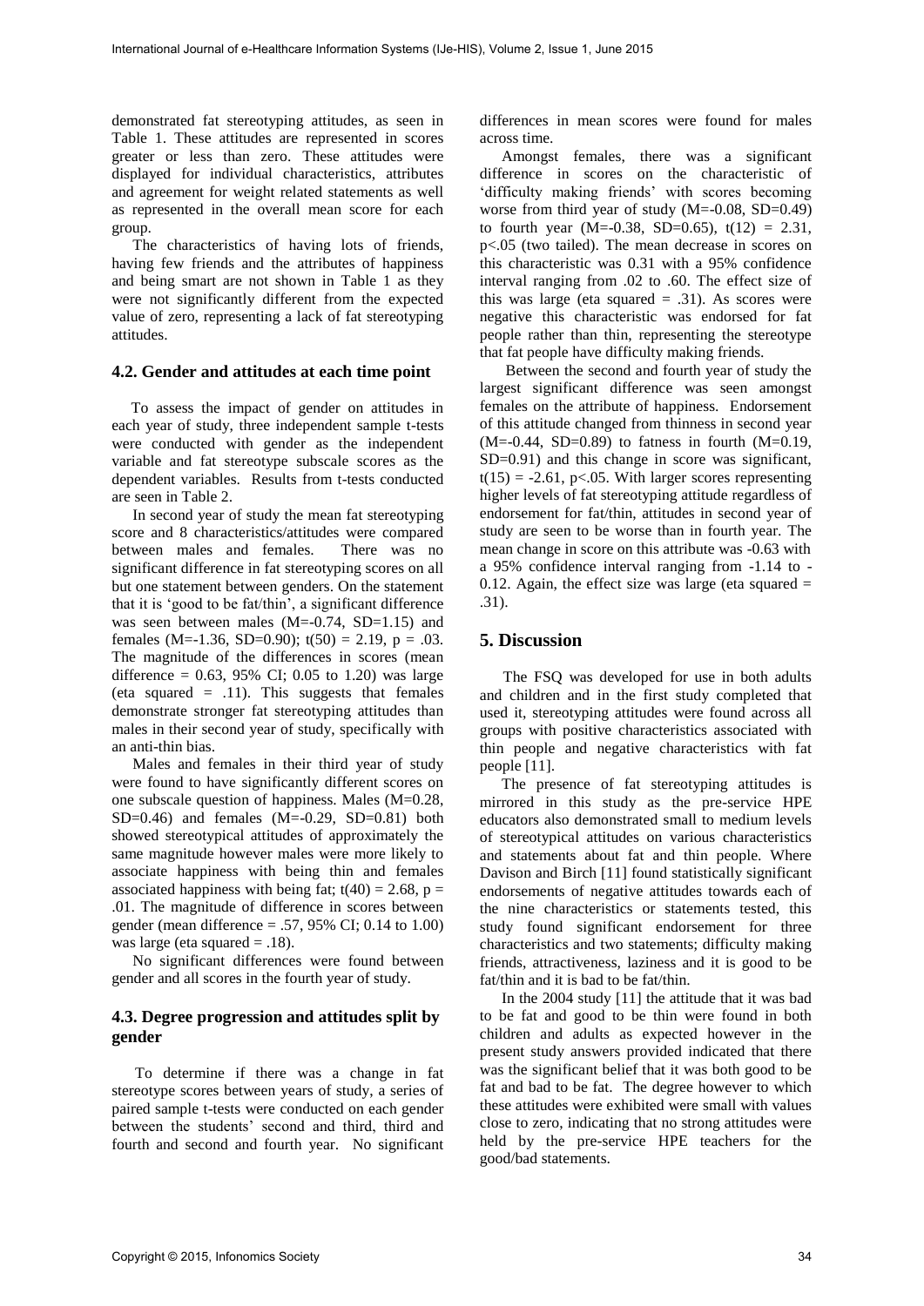demonstrated fat stereotyping attitudes, as seen in Table 1. These attitudes are represented in scores greater or less than zero. These attitudes were displayed for individual characteristics, attributes and agreement for weight related statements as well as represented in the overall mean score for each group.

The characteristics of having lots of friends, having few friends and the attributes of happiness and being smart are not shown in Table 1 as they were not significantly different from the expected value of zero, representing a lack of fat stereotyping attitudes.

### 4.2. Gender and attitudes at each time point

To assess the impact of gender on attitudes in each year of study, three independent sample t-tests were conducted with gender as the independent variable and fat stereotype subscale scores as the dependent variables. Results from t-tests conducted are seen in Table 2.

In second year of study the mean fat stereotyping score and 8 characteristics/attitudes were compared between males and females. There was no significant difference in fat stereotyping scores on all but one statement between genders. On the statement that it is 'good to be fat/thin', a significant difference was seen between males (M=-0.74, SD=1.15) and females (M=-1.36, SD=0.90); $t(50) = 2.19$, $p = .03$. The magnitude of the differences in scores (mean difference = 0.63, 95% CI; 0.05 to 1.20) was large (eta squared = .11). This suggests that females demonstrate stronger fat stereotyping attitudes than males in their second year of study, specifically with an anti-thin bias.

Males and females in their third year of study were found to have significantly different scores on one subscale question of happiness. Males (M=0.28, SD=0.46) and females (M=-0.29, SD=0.81) both showed stereotypical attitudes of approximately the same magnitude however males were more likely to associate happiness with being thin and females associated happiness with being fat; $t(40) = 2.68$, $p = .01$. The magnitude of difference in scores between gender (mean difference = .57, 95% CI; 0.14 to 1.00) was large (eta squared = .18).

No significant differences were found between gender and all scores in the fourth year of study.

### 4.3. Degree progression and attitudes split by gender

To determine if there was a change in fat stereotype scores between years of study, a series of paired sample t-tests were conducted on each gender between the students' second and third, third and fourth and second and fourth year. No significant differences in mean scores were found for males across time.

Amongst females, there was a significant difference in scores on the characteristic of 'difficulty making friends' with scores becoming worse from third year of study (M=-0.08, SD=0.49) to fourth year (M=-0.38, SD=0.65), $t(12) = 2.31$, $p<.05$ (two tailed). The mean decrease in scores on this characteristic was 0.31 with a 95% confidence interval ranging from .02 to .60. The effect size of this was large (eta squared = .31). As scores were negative this characteristic was endorsed for fat people rather than thin, representing the stereotype that fat people have difficulty making friends.

Between the second and fourth year of study the largest significant difference was seen amongst females on the attribute of happiness. Endorsement of this attitude changed from thinness in second year (M=-0.44, SD=0.89) to fatness in fourth (M=0.19, SD=0.91) and this change in score was significant, $t(15) = -2.61$, $p<.05$. With larger scores representing higher levels of fat stereotyping attitude regardless of endorsement for fat/thin, attitudes in second year of study are seen to be worse than in fourth year. The mean change in score on this attribute was -0.63 with a 95% confidence interval ranging from -1.14 to -0.12. Again, the effect size was large (eta squared = .31).

## 5. Discussion

The FSQ was developed for use in both adults and children and in the first study completed that used it, stereotyping attitudes were found across all groups with positive characteristics associated with thin people and negative characteristics with fat people [11].

The presence of fat stereotyping attitudes is mirrored in this study as the pre-service HPE educators also demonstrated small to medium levels of stereotypical attitudes on various characteristics and statements about fat and thin people. Where Davison and Birch [11] found statistically significant endorsements of negative attitudes towards each of the nine characteristics or statements tested, this study found significant endorsement for three characteristics and two statements; difficulty making friends, attractiveness, laziness and it is good to be fat/thin and it is bad to be fat/thin.

In the 2004 study [11] the attitude that it was bad to be fat and good to be thin were found in both children and adults as expected however in the present study answers provided indicated that there was the significant belief that it was both good to be fat and bad to be fat. The degree however to which these attitudes were exhibited were small with values close to zero, indicating that no strong attitudes were held by the pre-service HPE teachers for the good/bad statements.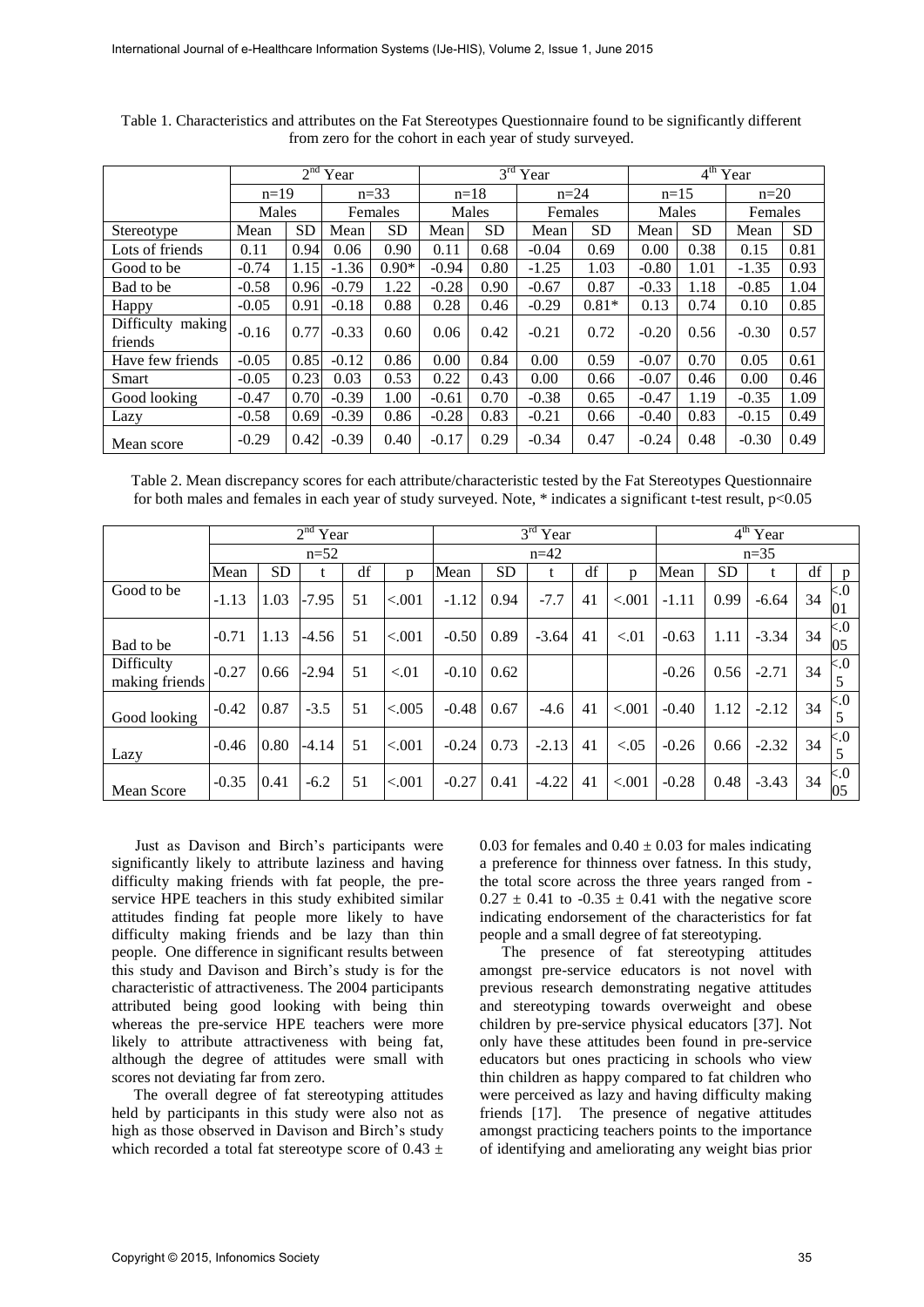Table 1. Characteristics and attributes on the Fat Stereotypes Questionnaire found to be significantly different from zero for the cohort in each year of study surveyed.

| | 2nd Year | | | | 3rd Year | | | | 4th Year | | | |
|---|---|---|---|---|---|---|---|---|---|---|---|---|
| | n=19 | | n=33 | | n=18 | | n=24 | | n=15 | | n=20 | |
| | Males | | Females | | Males | | Females | | Males | | Females | |
| Stereotype | Mean | SD | Mean | SD | Mean | SD | Mean | SD | Mean | SD | Mean | SD |
| Lots of friends | 0.11 | 0.94 | 0.06 | 0.90 | 0.11 | 0.68 | -0.04 | 0.69 | 0.00 | 0.38 | 0.15 | 0.81 |
| Good to be | -0.74 | 1.15 | -1.36 | 0.90* | -0.94 | 0.80 | -1.25 | 1.03 | -0.80 | 1.01 | -1.35 | 0.93 |
| Bad to be | -0.58 | 0.96 | -0.79 | 1.22 | -0.28 | 0.90 | -0.67 | 0.87 | -0.33 | 1.18 | -0.85 | 1.04 |
| Happy | -0.05 | 0.91 | -0.18 | 0.88 | 0.28 | 0.46 | -0.29 | 0.81* | 0.13 | 0.74 | 0.10 | 0.85 |
| Difficulty making friends | -0.16 | 0.77 | -0.33 | 0.60 | 0.06 | 0.42 | -0.21 | 0.72 | -0.20 | 0.56 | -0.30 | 0.57 |
| Have few friends | -0.05 | 0.85 | -0.12 | 0.86 | 0.00 | 0.84 | 0.00 | 0.59 | -0.07 | 0.70 | 0.05 | 0.61 |
| Smart | -0.05 | 0.23 | 0.03 | 0.53 | 0.22 | 0.43 | 0.00 | 0.66 | -0.07 | 0.46 | 0.00 | 0.46 |
| Good looking | -0.47 | 0.70 | -0.39 | 1.00 | -0.61 | 0.70 | -0.38 | 0.65 | -0.47 | 1.19 | -0.35 | 1.09 |
| Lazy | -0.58 | 0.69 | -0.39 | 0.86 | -0.28 | 0.83 | -0.21 | 0.66 | -0.40 | 0.83 | -0.15 | 0.49 |
| Mean score | -0.29 | 0.42 | -0.39 | 0.40 | -0.17 | 0.29 | -0.34 | 0.47 | -0.24 | 0.48 | -0.30 | 0.49 |

Table 2. Mean discrepancy scores for each attribute/characteristic tested by the Fat Stereotypes Questionnaire for both males and females in each year of study surveyed. Note, * indicates a significant t-test result, p<0.05

| | 2nd Year | | | | | 3rd Year | | | | | 4th Year | | | | |
|---|---|---|---|---|---|---|---|---|---|---|---|---|---|---|---|
| | n=52 | | | | | n=42 | | | | | n=35 | | | | |
| | Mean | SD | t | df | p | Mean | SD | t | df | p | Mean | SD | t | df | p |
| Good to be | -1.13 | 1.03 | -7.95 | 51 | <.001 | -1.12 | 0.94 | -7.7 | 41 | <.001 | -1.11 | 0.99 | -6.64 | 34 | <.001 |
| Bad to be | -0.71 | 1.13 | -4.56 | 51 | <.001 | -0.50 | 0.89 | -3.64 | 41 | <.01 | -0.63 | 1.11 | -3.34 | 34 | <.005 |
| Difficulty making friends | -0.27 | 0.66 | -2.94 | 51 | <.01 | -0.10 | 0.62 | | | | -0.26 | 0.56 | -2.71 | 34 | <.05 |
| Good looking | -0.42 | 0.87 | -3.5 | 51 | <.005 | -0.48 | 0.67 | -4.6 | 41 | <.001 | -0.40 | 1.12 | -2.12 | 34 | <.05 |
| Lazy | -0.46 | 0.80 | -4.14 | 51 | <.001 | -0.24 | 0.73 | -2.13 | 41 | <.05 | -0.26 | 0.66 | -2.32 | 34 | <.05 |
| Mean Score | -0.35 | 0.41 | -6.2 | 51 | <.001 | -0.27 | 0.41 | -4.22 | 41 | <.001 | -0.28 | 0.48 | -3.43 | 34 | <.005 |

Just as Davison and Birch's participants were significantly likely to attribute laziness and having difficulty making friends with fat people, the pre-service HPE teachers in this study exhibited similar attitudes finding fat people more likely to have difficulty making friends and be lazy than thin people. One difference in significant results between this study and Davison and Birch's study is for the characteristic of attractiveness. The 2004 participants attributed being good looking with being thin whereas the pre-service HPE teachers were more likely to attribute attractiveness with being fat, although the degree of attitudes were small with scores not deviating far from zero.

The overall degree of fat stereotyping attitudes held by participants in this study were also not as high as those observed in Davison and Birch's study which recorded a total fat stereotype score of $0.43 \pm 0.03$ for females and $0.40 \pm 0.03$ for males indicating a preference for thinness over fatness. In this study, the total score across the three years ranged from $-0.27 \pm 0.41$ to $-0.35 \pm 0.41$ with the negative score indicating endorsement of the characteristics for fat people and a small degree of fat stereotyping.

The presence of fat stereotyping attitudes amongst pre-service educators is not novel with previous research demonstrating negative attitudes and stereotyping towards overweight and obese children by pre-service physical educators [37]. Not only have these attitudes been found in pre-service educators but ones practicing in schools who view thin children as happy compared to fat children who were perceived as lazy and having difficulty making friends [17]. The presence of negative attitudes amongst practicing teachers points to the importance of identifying and ameliorating any weight bias prior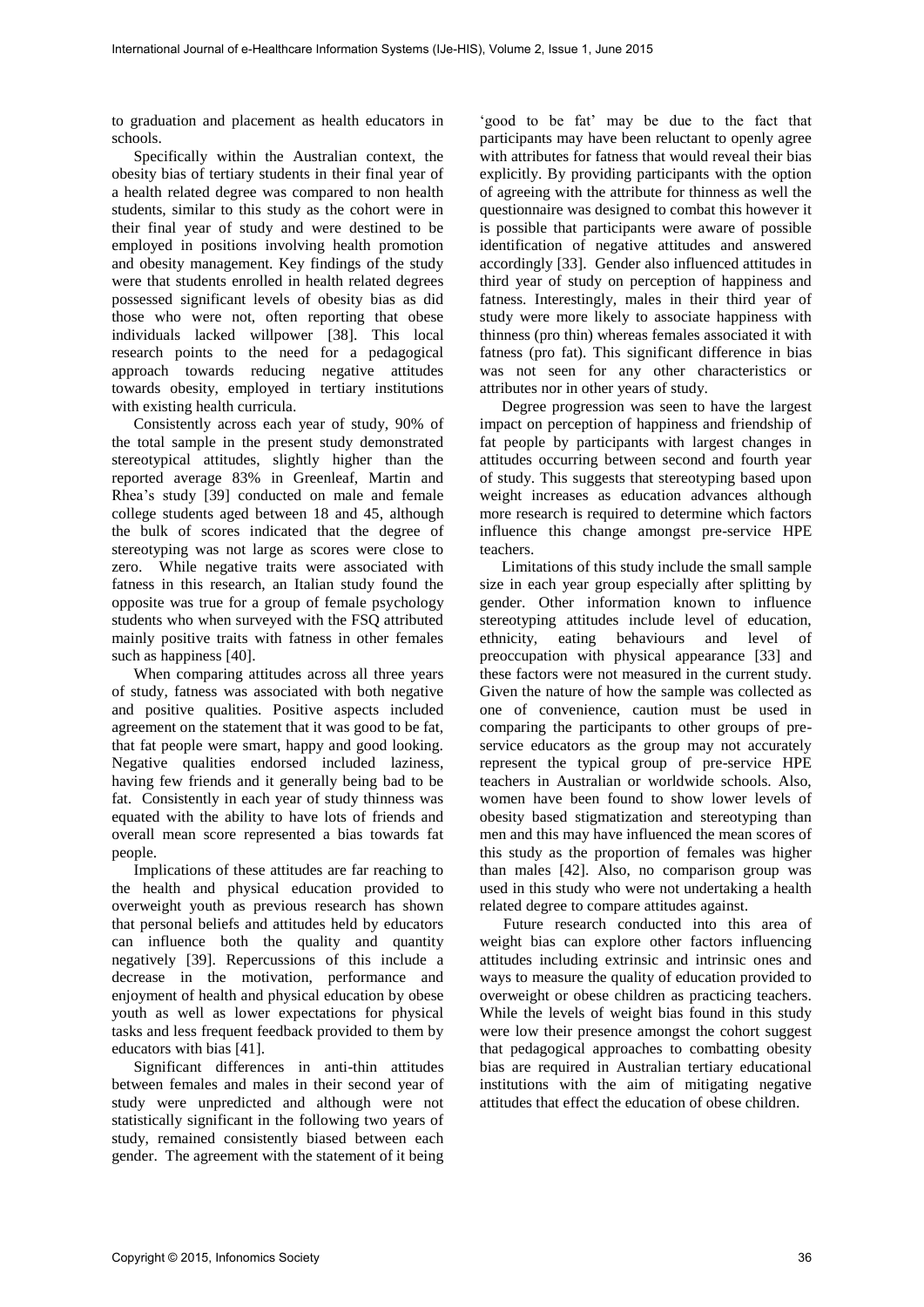to graduation and placement as health educators in schools.

Specifically within the Australian context, the obesity bias of tertiary students in their final year of a health related degree was compared to non health students, similar to this study as the cohort were in their final year of study and were destined to be employed in positions involving health promotion and obesity management. Key findings of the study were that students enrolled in health related degrees possessed significant levels of obesity bias as did those who were not, often reporting that obese individuals lacked willpower [38]. This local research points to the need for a pedagogical approach towards reducing negative attitudes towards obesity, employed in tertiary institutions with existing health curricula.

Consistently across each year of study, 90% of the total sample in the present study demonstrated stereotypical attitudes, slightly higher than the reported average 83% in Greenleaf, Martin and Rhea's study [39] conducted on male and female college students aged between 18 and 45, although the bulk of scores indicated that the degree of stereotyping was not large as scores were close to zero. While negative traits were associated with fatness in this research, an Italian study found the opposite was true for a group of female psychology students who when surveyed with the FSQ attributed mainly positive traits with fatness in other females such as happiness [40].

When comparing attitudes across all three years of study, fatness was associated with both negative and positive qualities. Positive aspects included agreement on the statement that it was good to be fat, that fat people were smart, happy and good looking. Negative qualities endorsed included laziness, having few friends and it generally being bad to be fat. Consistently in each year of study thinness was equated with the ability to have lots of friends and overall mean score represented a bias towards fat people.

Implications of these attitudes are far reaching to the health and physical education provided to overweight youth as previous research has shown that personal beliefs and attitudes held by educators can influence both the quality and quantity negatively [39]. Repercussions of this include a decrease in the motivation, performance and enjoyment of health and physical education by obese youth as well as lower expectations for physical tasks and less frequent feedback provided to them by educators with bias [41].

Significant differences in anti-thin attitudes between females and males in their second year of study were unpredicted and although were not statistically significant in the following two years of study, remained consistently biased between each gender. The agreement with the statement of it being 'good to be fat' may be due to the fact that participants may have been reluctant to openly agree with attributes for fatness that would reveal their bias explicitly. By providing participants with the option of agreeing with the attribute for thinness as well the questionnaire was designed to combat this however it is possible that participants were aware of possible identification of negative attitudes and answered accordingly [33]. Gender also influenced attitudes in third year of study on perception of happiness and fatness. Interestingly, males in their third year of study were more likely to associate happiness with thinness (pro thin) whereas females associated it with fatness (pro fat). This significant difference in bias was not seen for any other characteristics or attributes nor in other years of study.

Degree progression was seen to have the largest impact on perception of happiness and friendship of fat people by participants with largest changes in attitudes occurring between second and fourth year of study. This suggests that stereotyping based upon weight increases as education advances although more research is required to determine which factors influence this change amongst pre-service HPE teachers.

Limitations of this study include the small sample size in each year group especially after splitting by gender. Other information known to influence stereotyping attitudes include level of education, ethnicity, eating behaviours and level of preoccupation with physical appearance [33] and these factors were not measured in the current study. Given the nature of how the sample was collected as one of convenience, caution must be used in comparing the participants to other groups of pre-service educators as the group may not accurately represent the typical group of pre-service HPE teachers in Australian or worldwide schools. Also, women have been found to show lower levels of obesity based stigmatization and stereotyping than men and this may have influenced the mean scores of this study as the proportion of females was higher than males [42]. Also, no comparison group was used in this study who were not undertaking a health related degree to compare attitudes against.

Future research conducted into this area of weight bias can explore other factors influencing attitudes including extrinsic and intrinsic ones and ways to measure the quality of education provided to overweight or obese children as practicing teachers. While the levels of weight bias found in this study were low their presence amongst the cohort suggest that pedagogical approaches to combatting obesity bias are required in Australian tertiary educational institutions with the aim of mitigating negative attitudes that effect the education of obese children.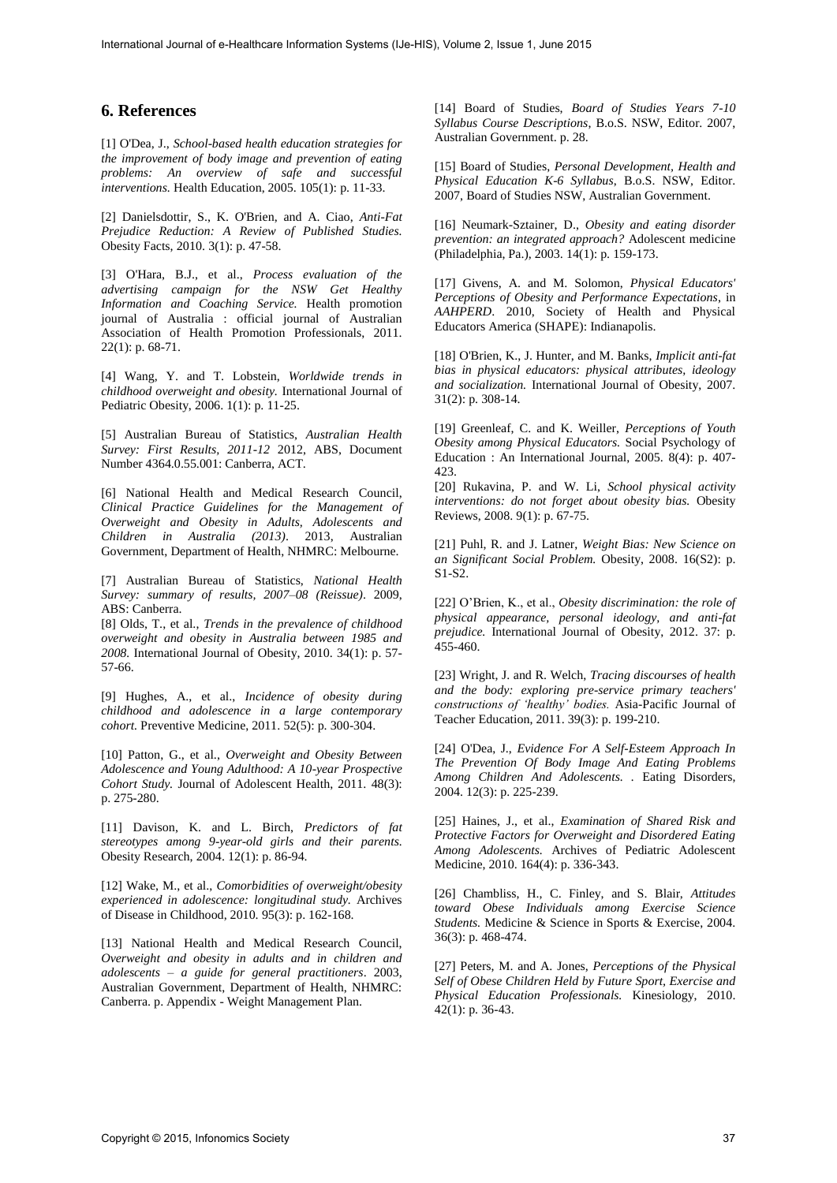## 6. References

[1] O'Dea, J., *School-based health education strategies for the improvement of body image and prevention of eating problems: An overview of safe and successful interventions.* Health Education, 2005. 105(1): p. 11-33.

[2] Danielsdottir, S., K. O'Brien, and A. Ciao, *Anti-Fat Prejudice Reduction: A Review of Published Studies.* Obesity Facts, 2010. 3(1): p. 47-58.

[3] O'Hara, B.J., et al., *Process evaluation of the advertising campaign for the NSW Get Healthy Information and Coaching Service.* Health promotion journal of Australia : official journal of Australian Association of Health Promotion Professionals, 2011. 22(1): p. 68-71.

[4] Wang, Y. and T. Lobstein, *Worldwide trends in childhood overweight and obesity.* International Journal of Pediatric Obesity, 2006. 1(1): p. 11-25.

[5] Australian Bureau of Statistics, *Australian Health Survey: First Results, 2011-12* 2012, ABS, Document Number 4364.0.55.001: Canberra, ACT.

[6] National Health and Medical Research Council, *Clinical Practice Guidelines for the Management of Overweight and Obesity in Adults, Adolescents and Children in Australia (2013)*. 2013, Australian Government, Department of Health, NHMRC: Melbourne.

[7] Australian Bureau of Statistics, *National Health Survey: summary of results, 2007–08 (Reissue)*. 2009, ABS: Canberra.

[8] Olds, T., et al., *Trends in the prevalence of childhood overweight and obesity in Australia between 1985 and 2008.* International Journal of Obesity, 2010. 34(1): p. 57-57-66.

[9] Hughes, A., et al., *Incidence of obesity during childhood and adolescence in a large contemporary cohort.* Preventive Medicine, 2011. 52(5): p. 300-304.

[10] Patton, G., et al., *Overweight and Obesity Between Adolescence and Young Adulthood: A 10-year Prospective Cohort Study.* Journal of Adolescent Health, 2011. 48(3): p. 275-280.

[11] Davison, K. and L. Birch, *Predictors of fat stereotypes among 9-year-old girls and their parents.* Obesity Research, 2004. 12(1): p. 86-94.

[12] Wake, M., et al., *Comorbidities of overweight/obesity experienced in adolescence: longitudinal study.* Archives of Disease in Childhood, 2010. 95(3): p. 162-168.

[13] National Health and Medical Research Council, *Overweight and obesity in adults and in children and adolescents – a guide for general practitioners*. 2003, Australian Government, Department of Health, NHMRC: Canberra. p. Appendix - Weight Management Plan.

[14] Board of Studies, *Board of Studies Years 7-10 Syllabus Course Descriptions*, B.o.S. NSW, Editor. 2007, Australian Government. p. 28.

[15] Board of Studies, *Personal Development, Health and Physical Education K-6 Syllabus*, B.o.S. NSW, Editor. 2007, Board of Studies NSW, Australian Government.

[16] Neumark-Sztainer, D., *Obesity and eating disorder prevention: an integrated approach?* Adolescent medicine (Philadelphia, Pa.), 2003. 14(1): p. 159-173.

[17] Givens, A. and M. Solomon, *Physical Educators' Perceptions of Obesity and Performance Expectations*, in *AAHPERD*. 2010, Society of Health and Physical Educators America (SHAPE): Indianapolis.

[18] O'Brien, K., J. Hunter, and M. Banks, *Implicit anti-fat bias in physical educators: physical attributes, ideology and socialization.* International Journal of Obesity, 2007. 31(2): p. 308-14.

[19] Greenleaf, C. and K. Weiller, *Perceptions of Youth Obesity among Physical Educators.* Social Psychology of Education : An International Journal, 2005. 8(4): p. 407-423.

[20] Rukavina, P. and W. Li, *School physical activity interventions: do not forget about obesity bias.* Obesity Reviews, 2008. 9(1): p. 67-75.

[21] Puhl, R. and J. Latner, *Weight Bias: New Science on an Significant Social Problem.* Obesity, 2008. 16(S2): p. S1-S2.

[22] O'Brien, K., et al., *Obesity discrimination: the role of physical appearance, personal ideology, and anti-fat prejudice.* International Journal of Obesity, 2012. 37: p. 455-460.

[23] Wright, J. and R. Welch, *Tracing discourses of health and the body: exploring pre-service primary teachers' constructions of 'healthy' bodies.* Asia-Pacific Journal of Teacher Education, 2011. 39(3): p. 199-210.

[24] O'Dea, J., *Evidence For A Self-Esteem Approach In The Prevention Of Body Image And Eating Problems Among Children And Adolescents.* . Eating Disorders, 2004. 12(3): p. 225-239.

[25] Haines, J., et al., *Examination of Shared Risk and Protective Factors for Overweight and Disordered Eating Among Adolescents.* Archives of Pediatric Adolescent Medicine, 2010. 164(4): p. 336-343.

[26] Chambliss, H., C. Finley, and S. Blair, *Attitudes toward Obese Individuals among Exercise Science Students.* Medicine & Science in Sports & Exercise, 2004. 36(3): p. 468-474.

[27] Peters, M. and A. Jones, *Perceptions of the Physical Self of Obese Children Held by Future Sport, Exercise and Physical Education Professionals.* Kinesiology, 2010. 42(1): p. 36-43.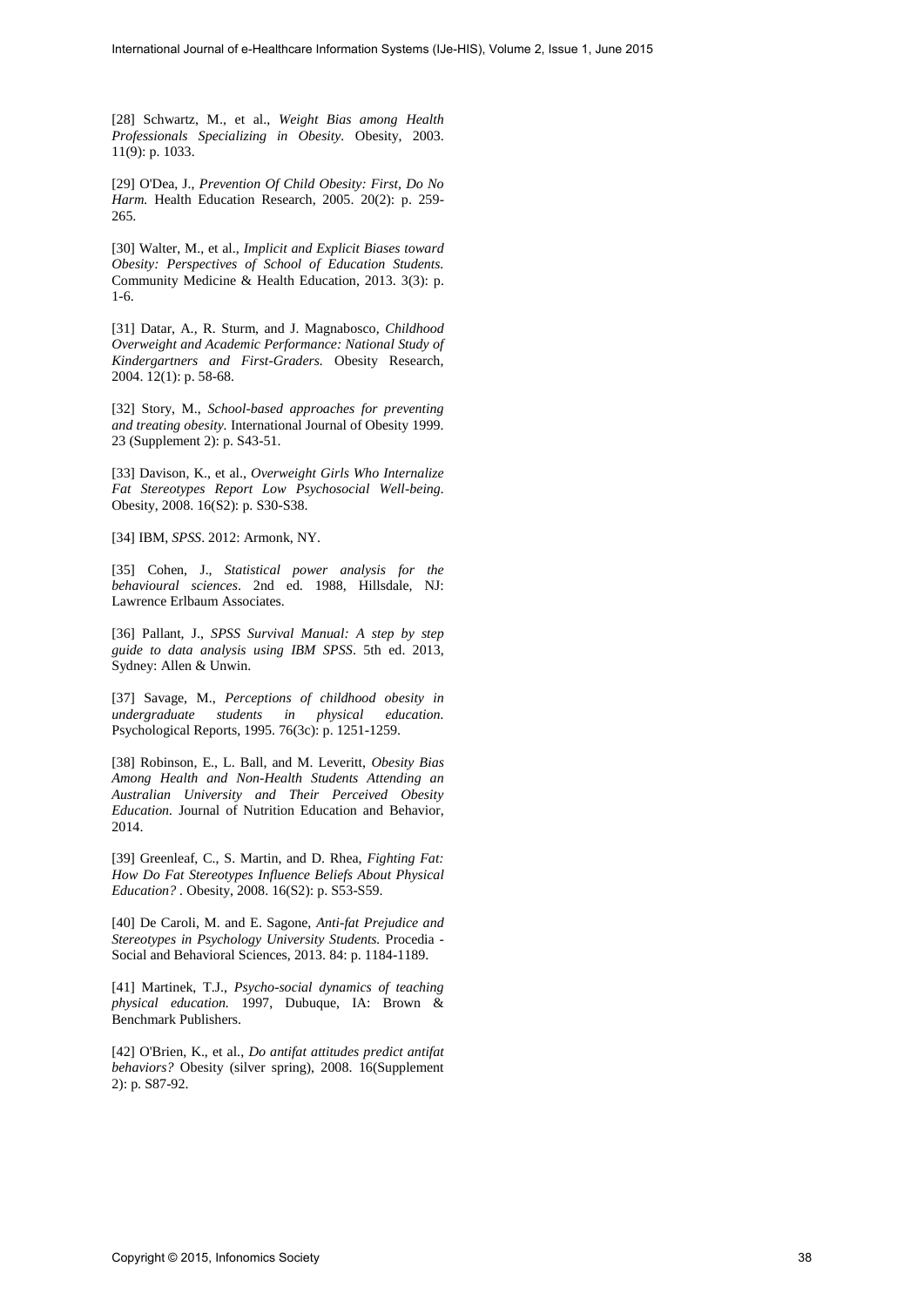[28] Schwartz, M., et al., *Weight Bias among Health Professionals Specializing in Obesity.* Obesity, 2003. 11(9): p. 1033.

[29] O'Dea, J., *Prevention Of Child Obesity: First, Do No Harm.* Health Education Research, 2005. 20(2): p. 259-265.

[30] Walter, M., et al., *Implicit and Explicit Biases toward Obesity: Perspectives of School of Education Students.* Community Medicine & Health Education, 2013. 3(3): p. 1-6.

[31] Datar, A., R. Sturm, and J. Magnabosco, *Childhood Overweight and Academic Performance: National Study of Kindergartners and First-Graders.* Obesity Research, 2004. 12(1): p. 58-68.

[32] Story, M., *School-based approaches for preventing and treating obesity.* International Journal of Obesity 1999. 23 (Supplement 2): p. S43-51.

[33] Davison, K., et al., *Overweight Girls Who Internalize Fat Stereotypes Report Low Psychosocial Well-being.* Obesity, 2008. 16(S2): p. S30-S38.

[34] IBM, *SPSS*. 2012: Armonk, NY.

[35] Cohen, J., *Statistical power analysis for the behavioural sciences*. 2nd ed. 1988, Hillsdale, NJ: Lawrence Erlbaum Associates.

[36] Pallant, J., *SPSS Survival Manual: A step by step guide to data analysis using IBM SPSS*. 5th ed. 2013, Sydney: Allen & Unwin.

[37] Savage, M., *Perceptions of childhood obesity in undergraduate students in physical education.* Psychological Reports, 1995. 76(3c): p. 1251-1259.

[38] Robinson, E., L. Ball, and M. Leveritt, *Obesity Bias Among Health and Non-Health Students Attending an Australian University and Their Perceived Obesity Education.* Journal of Nutrition Education and Behavior, 2014.

[39] Greenleaf, C., S. Martin, and D. Rhea, *Fighting Fat: How Do Fat Stereotypes Influence Beliefs About Physical Education?* . Obesity, 2008. 16(S2): p. S53-S59.

[40] De Caroli, M. and E. Sagone, *Anti-fat Prejudice and Stereotypes in Psychology University Students.* Procedia - Social and Behavioral Sciences, 2013. 84: p. 1184-1189.

[41] Martinek, T.J., *Psycho-social dynamics of teaching physical education.* 1997, Dubuque, IA: Brown & Benchmark Publishers.

[42] O'Brien, K., et al., *Do antifat attitudes predict antifat behaviors?* Obesity (silver spring), 2008. 16(Supplement 2): p. S87-92.